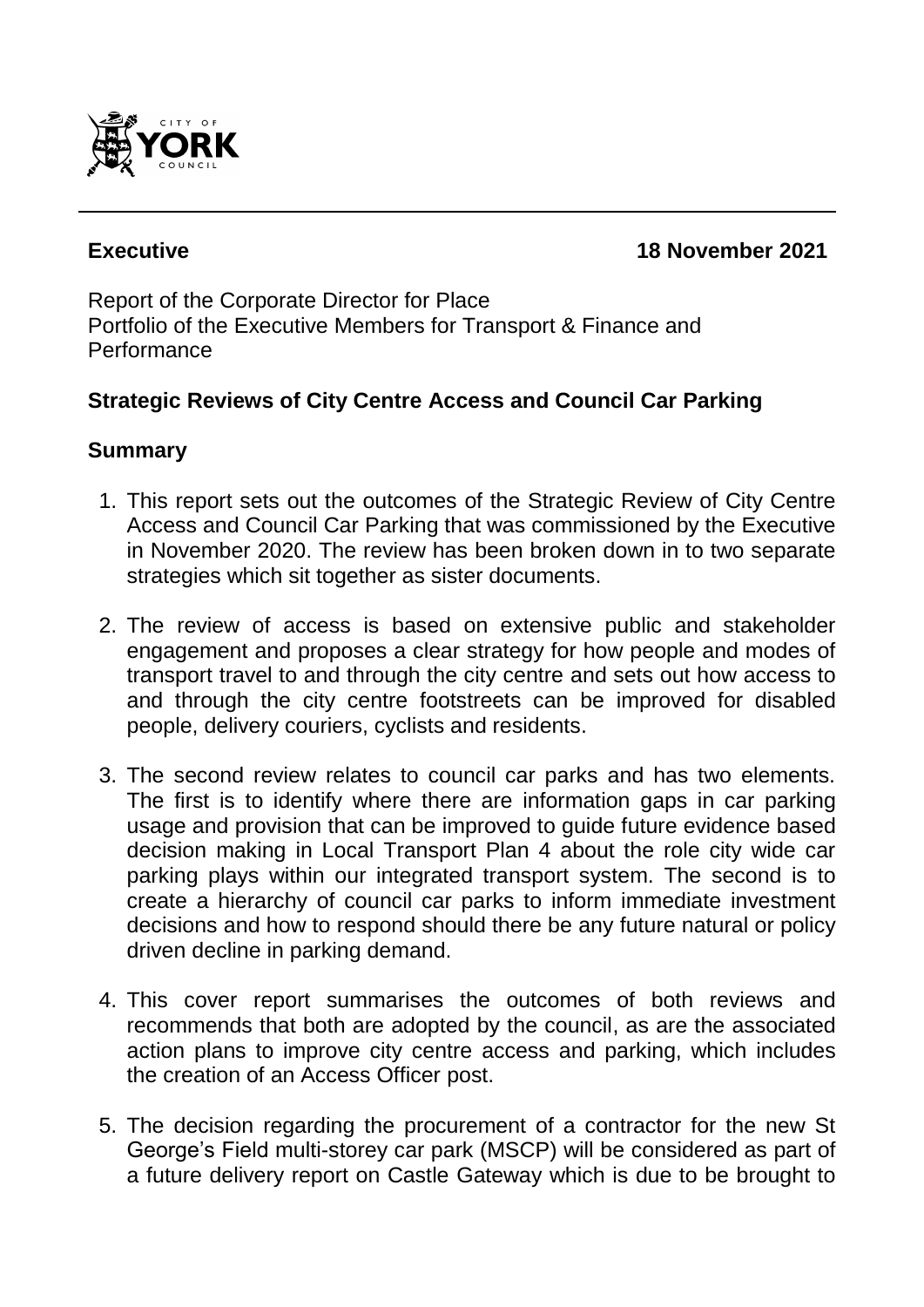**Executive** **18 November 2021**

Report of the Corporate Director for Place
Portfolio of the Executive Members for Transport & Finance and Performance

## Strategic Reviews of City Centre Access and Council Car Parking

## Summary

1. This report sets out the outcomes of the Strategic Review of City Centre Access and Council Car Parking that was commissioned by the Executive in November 2020. The review has been broken down in to two separate strategies which sit together as sister documents.

2. The review of access is based on extensive public and stakeholder engagement and proposes a clear strategy for how people and modes of transport travel to and through the city centre and sets out how access to and through the city centre footstreets can be improved for disabled people, delivery couriers, cyclists and residents.

3. The second review relates to council car parks and has two elements. The first is to identify where there are information gaps in car parking usage and provision that can be improved to guide future evidence based decision making in Local Transport Plan 4 about the role city wide car parking plays within our integrated transport system. The second is to create a hierarchy of council car parks to inform immediate investment decisions and how to respond should there be any future natural or policy driven decline in parking demand.

4. This cover report summarises the outcomes of both reviews and recommends that both are adopted by the council, as are the associated action plans to improve city centre access and parking, which includes the creation of an Access Officer post.

5. The decision regarding the procurement of a contractor for the new St George's Field multi-storey car park (MSCP) will be considered as part of a future delivery report on Castle Gateway which is due to be brought to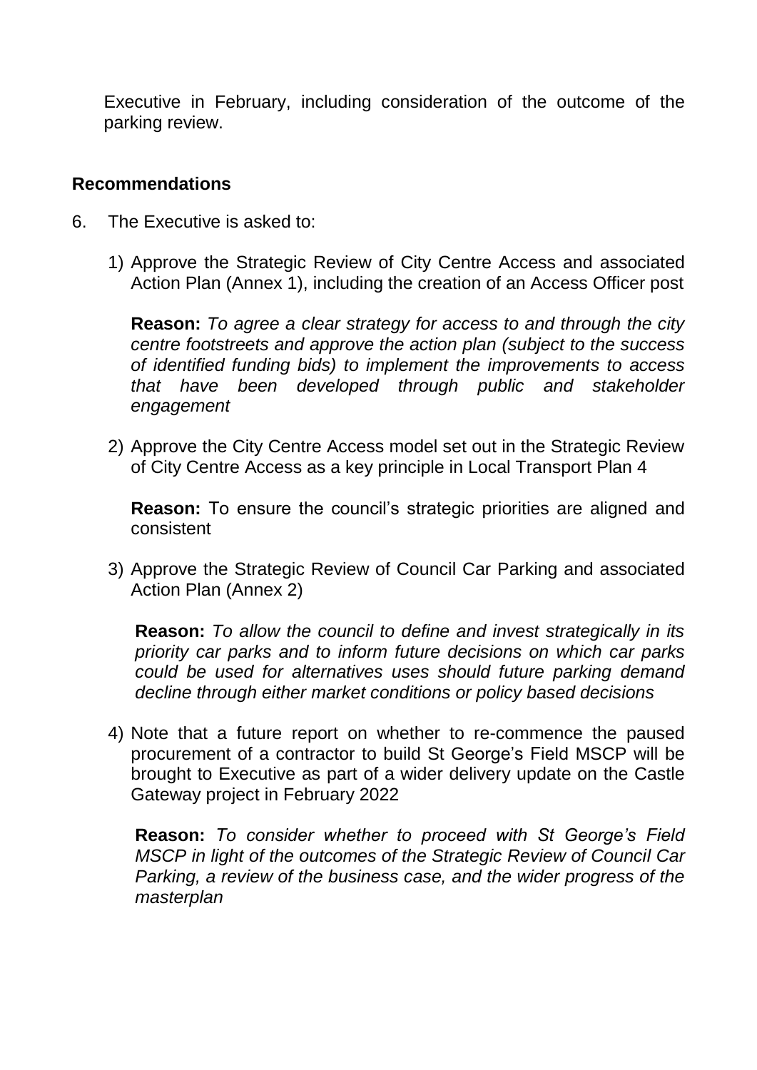Executive in February, including consideration of the outcome of the parking review.

## Recommendations

6. The Executive is asked to:

   1) Approve the Strategic Review of City Centre Access and associated Action Plan (Annex 1), including the creation of an Access Officer post

      **Reason:** *To agree a clear strategy for access to and through the city centre footstreets and approve the action plan (subject to the success of identified funding bids) to implement the improvements to access that have been developed through public and stakeholder engagement*

   2) Approve the City Centre Access model set out in the Strategic Review of City Centre Access as a key principle in Local Transport Plan 4

      **Reason:** To ensure the council's strategic priorities are aligned and consistent

   3) Approve the Strategic Review of Council Car Parking and associated Action Plan (Annex 2)

      **Reason:** *To allow the council to define and invest strategically in its priority car parks and to inform future decisions on which car parks could be used for alternatives uses should future parking demand decline through either market conditions or policy based decisions*

   4) Note that a future report on whether to re-commence the paused procurement of a contractor to build St George's Field MSCP will be brought to Executive as part of a wider delivery update on the Castle Gateway project in February 2022

      **Reason:** *To consider whether to proceed with St George's Field MSCP in light of the outcomes of the Strategic Review of Council Car Parking, a review of the business case, and the wider progress of the masterplan*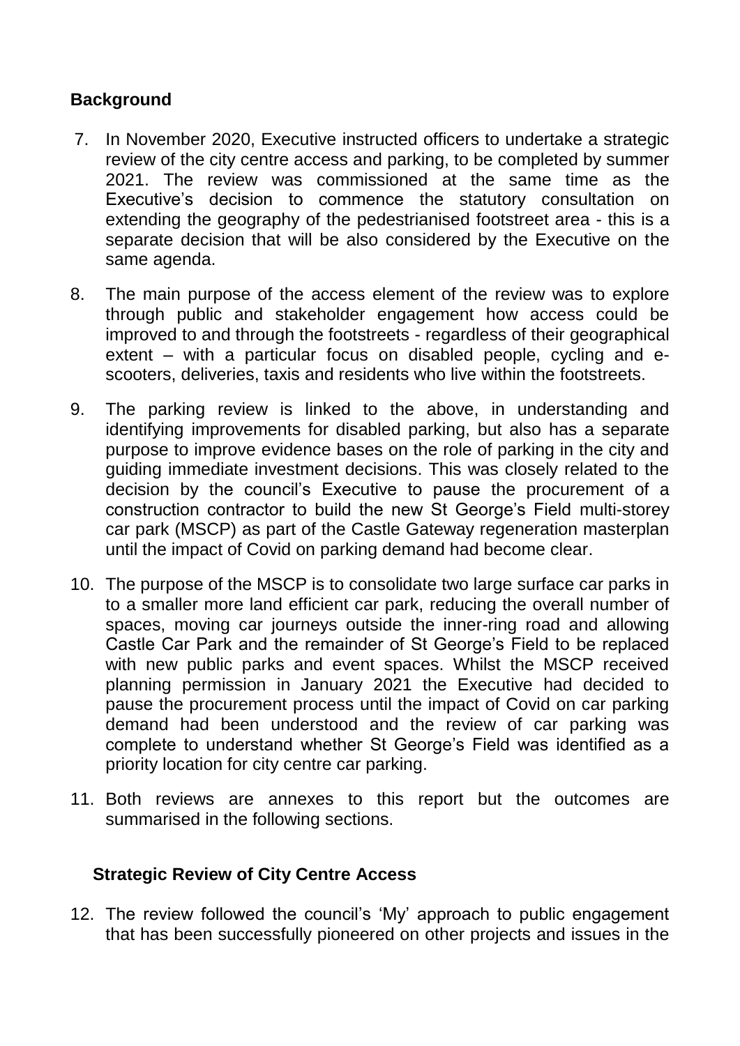## Background

7. In November 2020, Executive instructed officers to undertake a strategic review of the city centre access and parking, to be completed by summer 2021. The review was commissioned at the same time as the Executive's decision to commence the statutory consultation on extending the geography of the pedestrianised footstreet area - this is a separate decision that will be also considered by the Executive on the same agenda.

8. The main purpose of the access element of the review was to explore through public and stakeholder engagement how access could be improved to and through the footstreets - regardless of their geographical extent – with a particular focus on disabled people, cycling and e-scooters, deliveries, taxis and residents who live within the footstreets.

9. The parking review is linked to the above, in understanding and identifying improvements for disabled parking, but also has a separate purpose to improve evidence bases on the role of parking in the city and guiding immediate investment decisions. This was closely related to the decision by the council's Executive to pause the procurement of a construction contractor to build the new St George's Field multi-storey car park (MSCP) as part of the Castle Gateway regeneration masterplan until the impact of Covid on parking demand had become clear.

10. The purpose of the MSCP is to consolidate two large surface car parks in to a smaller more land efficient car park, reducing the overall number of spaces, moving car journeys outside the inner-ring road and allowing Castle Car Park and the remainder of St George's Field to be replaced with new public parks and event spaces. Whilst the MSCP received planning permission in January 2021 the Executive had decided to pause the procurement process until the impact of Covid on car parking demand had been understood and the review of car parking was complete to understand whether St George's Field was identified as a priority location for city centre car parking.

11. Both reviews are annexes to this report but the outcomes are summarised in the following sections.

## Strategic Review of City Centre Access

12. The review followed the council's 'My' approach to public engagement that has been successfully pioneered on other projects and issues in the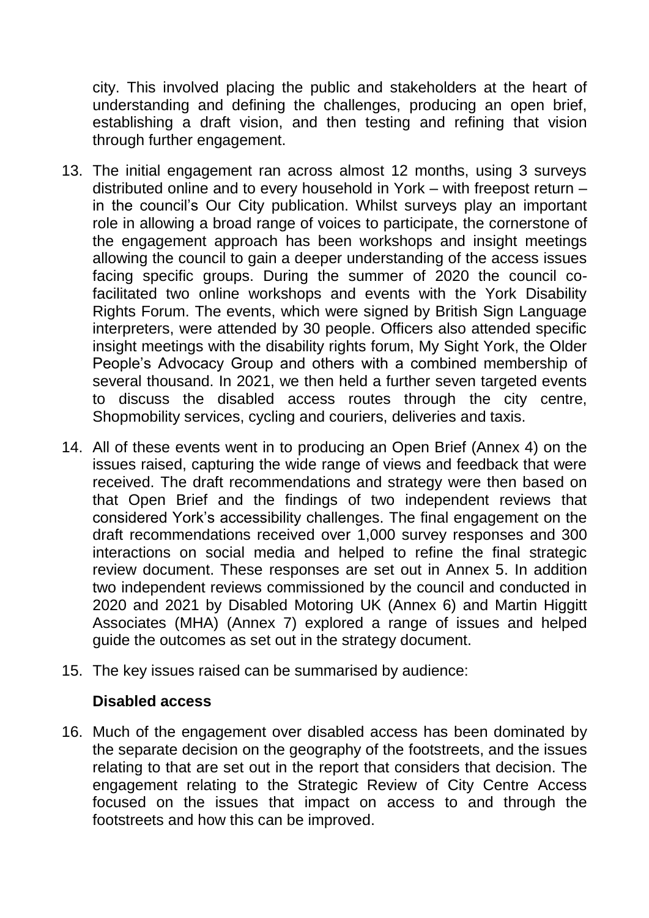city. This involved placing the public and stakeholders at the heart of understanding and defining the challenges, producing an open brief, establishing a draft vision, and then testing and refining that vision through further engagement.

13. The initial engagement ran across almost 12 months, using 3 surveys distributed online and to every household in York – with freepost return – in the council's Our City publication. Whilst surveys play an important role in allowing a broad range of voices to participate, the cornerstone of the engagement approach has been workshops and insight meetings allowing the council to gain a deeper understanding of the access issues facing specific groups. During the summer of 2020 the council co-facilitated two online workshops and events with the York Disability Rights Forum. The events, which were signed by British Sign Language interpreters, were attended by 30 people. Officers also attended specific insight meetings with the disability rights forum, My Sight York, the Older People's Advocacy Group and others with a combined membership of several thousand. In 2021, we then held a further seven targeted events to discuss the disabled access routes through the city centre, Shopmobility services, cycling and couriers, deliveries and taxis.

14. All of these events went in to producing an Open Brief (Annex 4) on the issues raised, capturing the wide range of views and feedback that were received. The draft recommendations and strategy were then based on that Open Brief and the findings of two independent reviews that considered York's accessibility challenges. The final engagement on the draft recommendations received over 1,000 survey responses and 300 interactions on social media and helped to refine the final strategic review document. These responses are set out in Annex 5. In addition two independent reviews commissioned by the council and conducted in 2020 and 2021 by Disabled Motoring UK (Annex 6) and Martin Higgitt Associates (MHA) (Annex 7) explored a range of issues and helped guide the outcomes as set out in the strategy document.

15. The key issues raised can be summarised by audience:

**Disabled access**

16. Much of the engagement over disabled access has been dominated by the separate decision on the geography of the footstreets, and the issues relating to that are set out in the report that considers that decision. The engagement relating to the Strategic Review of City Centre Access focused on the issues that impact on access to and through the footstreets and how this can be improved.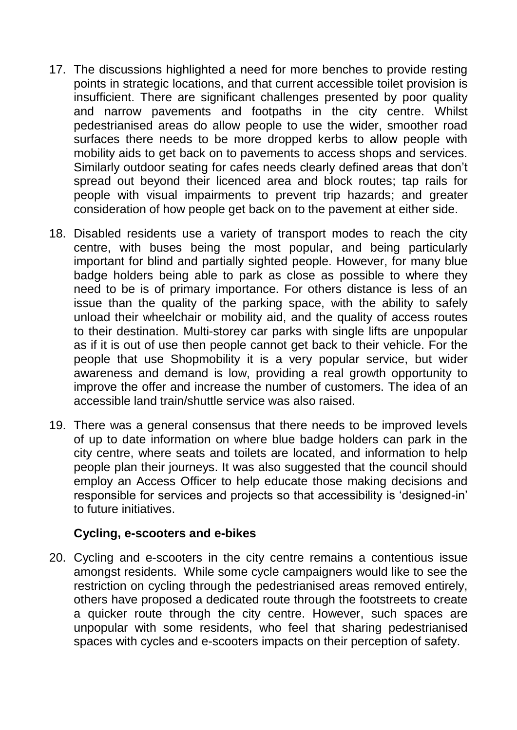17. The discussions highlighted a need for more benches to provide resting points in strategic locations, and that current accessible toilet provision is insufficient. There are significant challenges presented by poor quality and narrow pavements and footpaths in the city centre. Whilst pedestrianised areas do allow people to use the wider, smoother road surfaces there needs to be more dropped kerbs to allow people with mobility aids to get back on to pavements to access shops and services. Similarly outdoor seating for cafes needs clearly defined areas that don't spread out beyond their licenced area and block routes; tap rails for people with visual impairments to prevent trip hazards; and greater consideration of how people get back on to the pavement at either side.

18. Disabled residents use a variety of transport modes to reach the city centre, with buses being the most popular, and being particularly important for blind and partially sighted people. However, for many blue badge holders being able to park as close as possible to where they need to be is of primary importance. For others distance is less of an issue than the quality of the parking space, with the ability to safely unload their wheelchair or mobility aid, and the quality of access routes to their destination. Multi-storey car parks with single lifts are unpopular as if it is out of use then people cannot get back to their vehicle. For the people that use Shopmobility it is a very popular service, but wider awareness and demand is low, providing a real growth opportunity to improve the offer and increase the number of customers. The idea of an accessible land train/shuttle service was also raised.

19. There was a general consensus that there needs to be improved levels of up to date information on where blue badge holders can park in the city centre, where seats and toilets are located, and information to help people plan their journeys. It was also suggested that the council should employ an Access Officer to help educate those making decisions and responsible for services and projects so that accessibility is 'designed-in' to future initiatives.

**Cycling, e-scooters and e-bikes**

20. Cycling and e-scooters in the city centre remains a contentious issue amongst residents. While some cycle campaigners would like to see the restriction on cycling through the pedestrianised areas removed entirely, others have proposed a dedicated route through the footstreets to create a quicker route through the city centre. However, such spaces are unpopular with some residents, who feel that sharing pedestrianised spaces with cycles and e-scooters impacts on their perception of safety.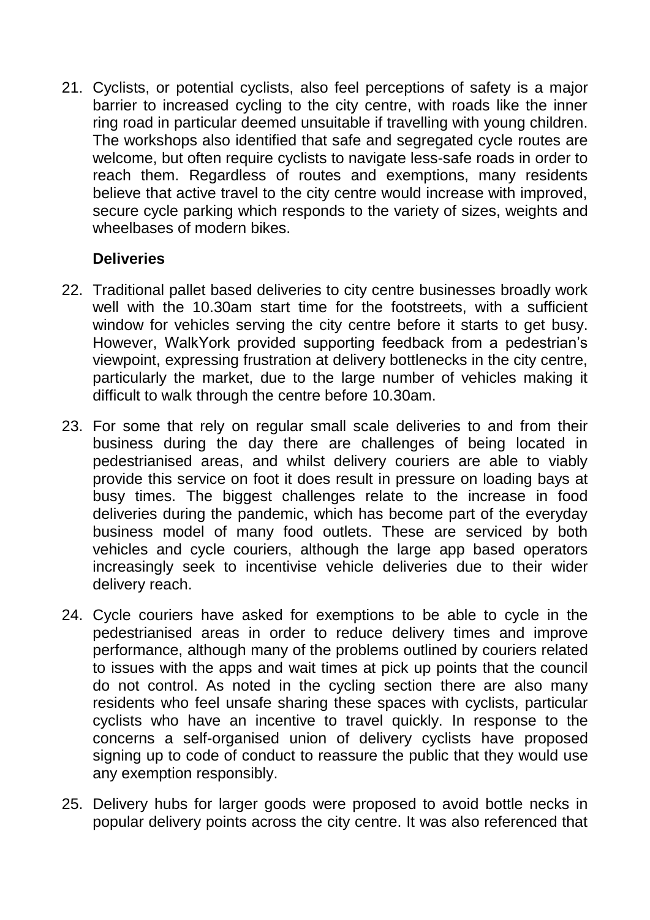21. Cyclists, or potential cyclists, also feel perceptions of safety is a major barrier to increased cycling to the city centre, with roads like the inner ring road in particular deemed unsuitable if travelling with young children. The workshops also identified that safe and segregated cycle routes are welcome, but often require cyclists to navigate less-safe roads in order to reach them. Regardless of routes and exemptions, many residents believe that active travel to the city centre would increase with improved, secure cycle parking which responds to the variety of sizes, weights and wheelbases of modern bikes.

**Deliveries**

22. Traditional pallet based deliveries to city centre businesses broadly work well with the 10.30am start time for the footstreets, with a sufficient window for vehicles serving the city centre before it starts to get busy. However, WalkYork provided supporting feedback from a pedestrian's viewpoint, expressing frustration at delivery bottlenecks in the city centre, particularly the market, due to the large number of vehicles making it difficult to walk through the centre before 10.30am.

23. For some that rely on regular small scale deliveries to and from their business during the day there are challenges of being located in pedestrianised areas, and whilst delivery couriers are able to viably provide this service on foot it does result in pressure on loading bays at busy times. The biggest challenges relate to the increase in food deliveries during the pandemic, which has become part of the everyday business model of many food outlets. These are serviced by both vehicles and cycle couriers, although the large app based operators increasingly seek to incentivise vehicle deliveries due to their wider delivery reach.

24. Cycle couriers have asked for exemptions to be able to cycle in the pedestrianised areas in order to reduce delivery times and improve performance, although many of the problems outlined by couriers related to issues with the apps and wait times at pick up points that the council do not control. As noted in the cycling section there are also many residents who feel unsafe sharing these spaces with cyclists, particular cyclists who have an incentive to travel quickly. In response to the concerns a self-organised union of delivery cyclists have proposed signing up to code of conduct to reassure the public that they would use any exemption responsibly.

25. Delivery hubs for larger goods were proposed to avoid bottle necks in popular delivery points across the city centre. It was also referenced that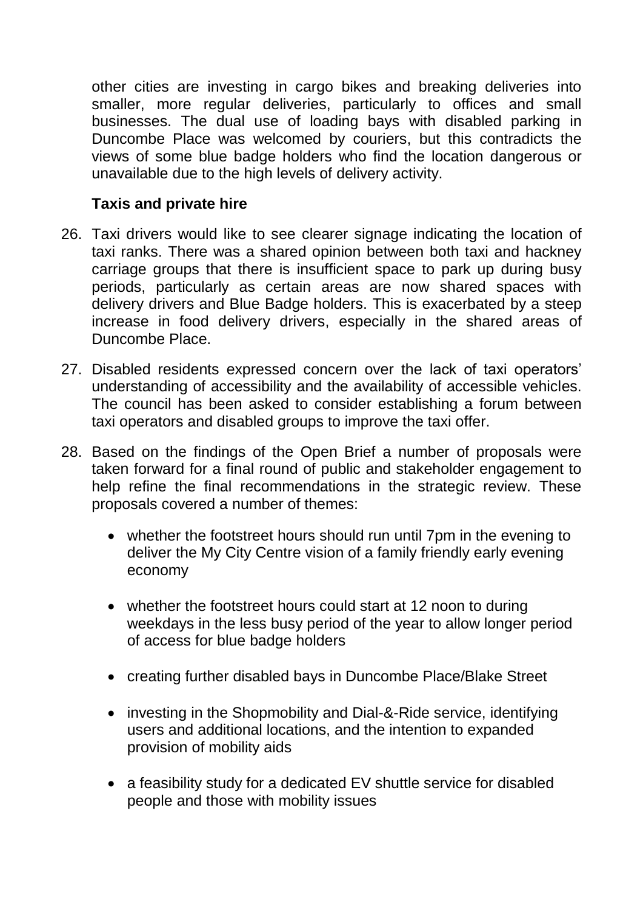other cities are investing in cargo bikes and breaking deliveries into smaller, more regular deliveries, particularly to offices and small businesses. The dual use of loading bays with disabled parking in Duncombe Place was welcomed by couriers, but this contradicts the views of some blue badge holders who find the location dangerous or unavailable due to the high levels of delivery activity.

**Taxis and private hire**

26. Taxi drivers would like to see clearer signage indicating the location of taxi ranks. There was a shared opinion between both taxi and hackney carriage groups that there is insufficient space to park up during busy periods, particularly as certain areas are now shared spaces with delivery drivers and Blue Badge holders. This is exacerbated by a steep increase in food delivery drivers, especially in the shared areas of Duncombe Place.

27. Disabled residents expressed concern over the lack of taxi operators' understanding of accessibility and the availability of accessible vehicles. The council has been asked to consider establishing a forum between taxi operators and disabled groups to improve the taxi offer.

28. Based on the findings of the Open Brief a number of proposals were taken forward for a final round of public and stakeholder engagement to help refine the final recommendations in the strategic review. These proposals covered a number of themes:

    - whether the footstreet hours should run until 7pm in the evening to deliver the My City Centre vision of a family friendly early evening economy
    - whether the footstreet hours could start at 12 noon to during weekdays in the less busy period of the year to allow longer period of access for blue badge holders
    - creating further disabled bays in Duncombe Place/Blake Street
    - investing in the Shopmobility and Dial-&-Ride service, identifying users and additional locations, and the intention to expanded provision of mobility aids
    - a feasibility study for a dedicated EV shuttle service for disabled people and those with mobility issues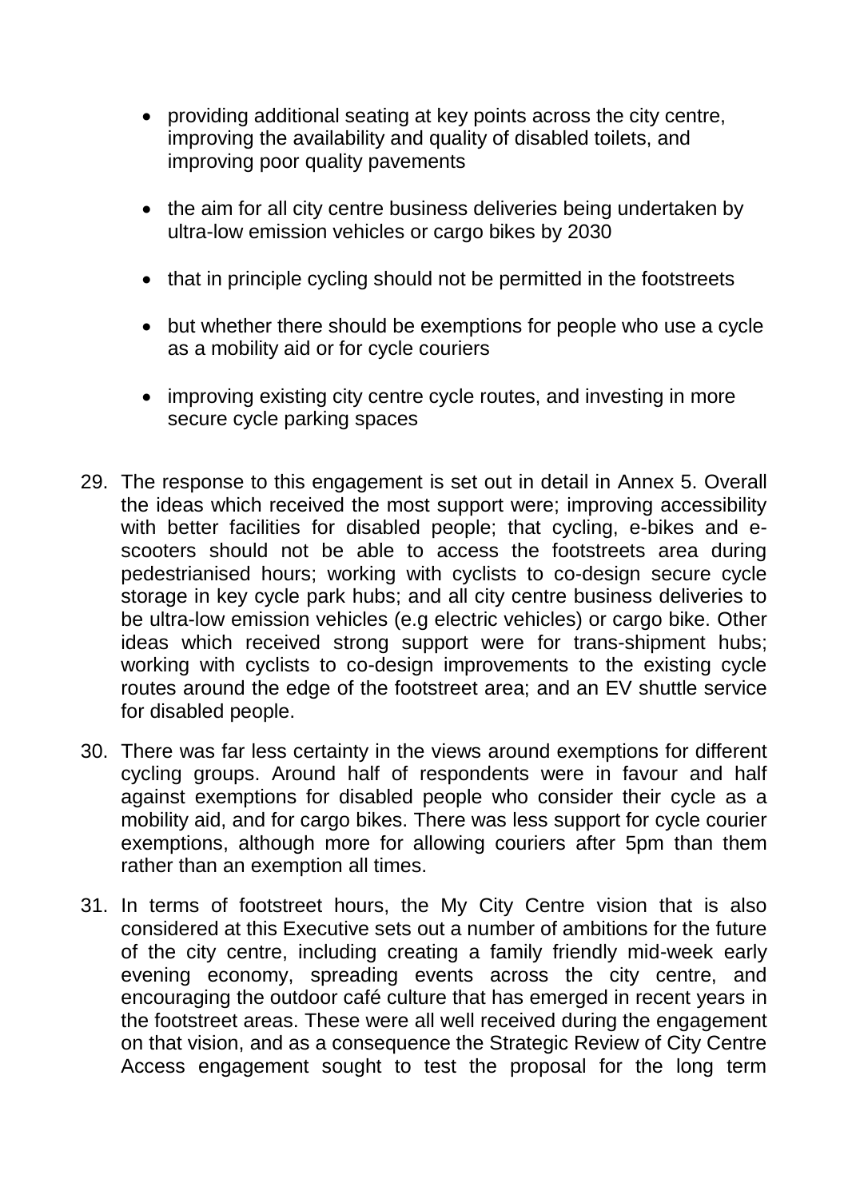- providing additional seating at key points across the city centre, improving the availability and quality of disabled toilets, and improving poor quality pavements

- the aim for all city centre business deliveries being undertaken by ultra-low emission vehicles or cargo bikes by 2030

- that in principle cycling should not be permitted in the footstreets

- but whether there should be exemptions for people who use a cycle as a mobility aid or for cycle couriers

- improving existing city centre cycle routes, and investing in more secure cycle parking spaces

29. The response to this engagement is set out in detail in Annex 5. Overall the ideas which received the most support were; improving accessibility with better facilities for disabled people; that cycling, e-bikes and e-scooters should not be able to access the footstreets area during pedestrianised hours; working with cyclists to co-design secure cycle storage in key cycle park hubs; and all city centre business deliveries to be ultra-low emission vehicles (e.g electric vehicles) or cargo bike. Other ideas which received strong support were for trans-shipment hubs; working with cyclists to co-design improvements to the existing cycle routes around the edge of the footstreet area; and an EV shuttle service for disabled people.

30. There was far less certainty in the views around exemptions for different cycling groups. Around half of respondents were in favour and half against exemptions for disabled people who consider their cycle as a mobility aid, and for cargo bikes. There was less support for cycle courier exemptions, although more for allowing couriers after 5pm than them rather than an exemption all times.

31. In terms of footstreet hours, the My City Centre vision that is also considered at this Executive sets out a number of ambitions for the future of the city centre, including creating a family friendly mid-week early evening economy, spreading events across the city centre, and encouraging the outdoor café culture that has emerged in recent years in the footstreet areas. These were all well received during the engagement on that vision, and as a consequence the Strategic Review of City Centre Access engagement sought to test the proposal for the long term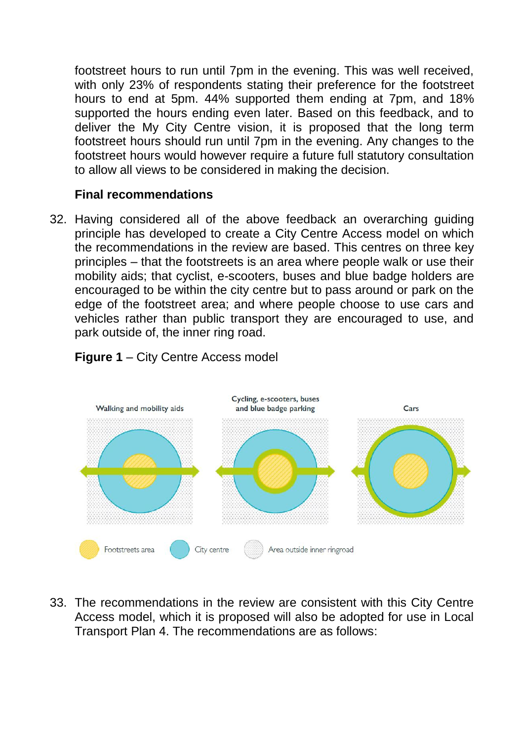footstreet hours to run until 7pm in the evening. This was well received, with only 23% of respondents stating their preference for the footstreet hours to end at 5pm. 44% supported them ending at 7pm, and 18% supported the hours ending even later. Based on this feedback, and to deliver the My City Centre vision, it is proposed that the long term footstreet hours should run until 7pm in the evening. Any changes to the footstreet hours would however require a future full statutory consultation to allow all views to be considered in making the decision.

**Final recommendations**

32. Having considered all of the above feedback an overarching guiding principle has developed to create a City Centre Access model on which the recommendations in the review are based. This centres on three key principles – that the footstreets is an area where people walk or use their mobility aids; that cyclist, e-scooters, buses and blue badge holders are encouraged to be within the city centre but to pass around or park on the edge of the footstreet area; and where people choose to use cars and vehicles rather than public transport they are encouraged to use, and park outside of, the inner ring road.

**Figure 1** – City Centre Access model

Walking and mobility aids | Cycling, e-scooters, buses and blue badge parking | Cars

Footstreets area | City centre | Area outside inner ringroad

33. The recommendations in the review are consistent with this City Centre Access model, which it is proposed will also be adopted for use in Local Transport Plan 4. The recommendations are as follows: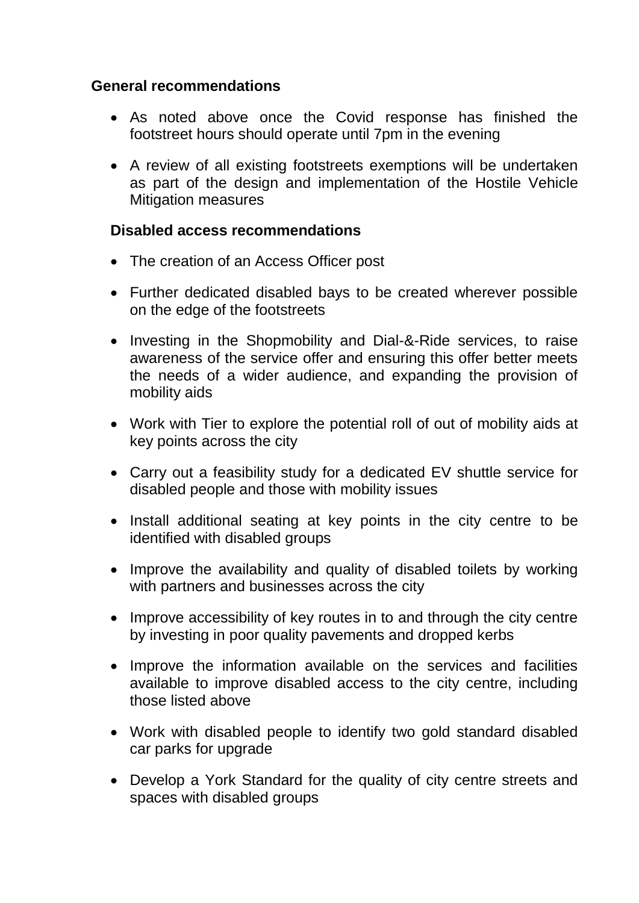**General recommendations**

- As noted above once the Covid response has finished the footstreet hours should operate until 7pm in the evening
- A review of all existing footstreets exemptions will be undertaken as part of the design and implementation of the Hostile Vehicle Mitigation measures

**Disabled access recommendations**

- The creation of an Access Officer post
- Further dedicated disabled bays to be created wherever possible on the edge of the footstreets
- Investing in the Shopmobility and Dial-&-Ride services, to raise awareness of the service offer and ensuring this offer better meets the needs of a wider audience, and expanding the provision of mobility aids
- Work with Tier to explore the potential roll of out of mobility aids at key points across the city
- Carry out a feasibility study for a dedicated EV shuttle service for disabled people and those with mobility issues
- Install additional seating at key points in the city centre to be identified with disabled groups
- Improve the availability and quality of disabled toilets by working with partners and businesses across the city
- Improve accessibility of key routes in to and through the city centre by investing in poor quality pavements and dropped kerbs
- Improve the information available on the services and facilities available to improve disabled access to the city centre, including those listed above
- Work with disabled people to identify two gold standard disabled car parks for upgrade
- Develop a York Standard for the quality of city centre streets and spaces with disabled groups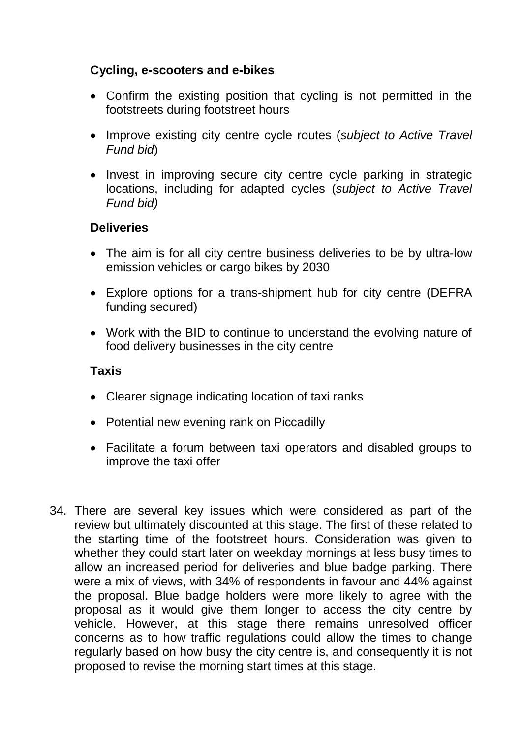**Cycling, e-scooters and e-bikes**

- Confirm the existing position that cycling is not permitted in the footstreets during footstreet hours
- Improve existing city centre cycle routes (*subject to Active Travel Fund bid*)
- Invest in improving secure city centre cycle parking in strategic locations, including for adapted cycles (*subject to Active Travel Fund bid)*

**Deliveries**

- The aim is for all city centre business deliveries to be by ultra-low emission vehicles or cargo bikes by 2030
- Explore options for a trans-shipment hub for city centre (DEFRA funding secured)
- Work with the BID to continue to understand the evolving nature of food delivery businesses in the city centre

**Taxis**

- Clearer signage indicating location of taxi ranks
- Potential new evening rank on Piccadilly
- Facilitate a forum between taxi operators and disabled groups to improve the taxi offer

34. There are several key issues which were considered as part of the review but ultimately discounted at this stage. The first of these related to the starting time of the footstreet hours. Consideration was given to whether they could start later on weekday mornings at less busy times to allow an increased period for deliveries and blue badge parking. There were a mix of views, with 34% of respondents in favour and 44% against the proposal. Blue badge holders were more likely to agree with the proposal as it would give them longer to access the city centre by vehicle. However, at this stage there remains unresolved officer concerns as to how traffic regulations could allow the times to change regularly based on how busy the city centre is, and consequently it is not proposed to revise the morning start times at this stage.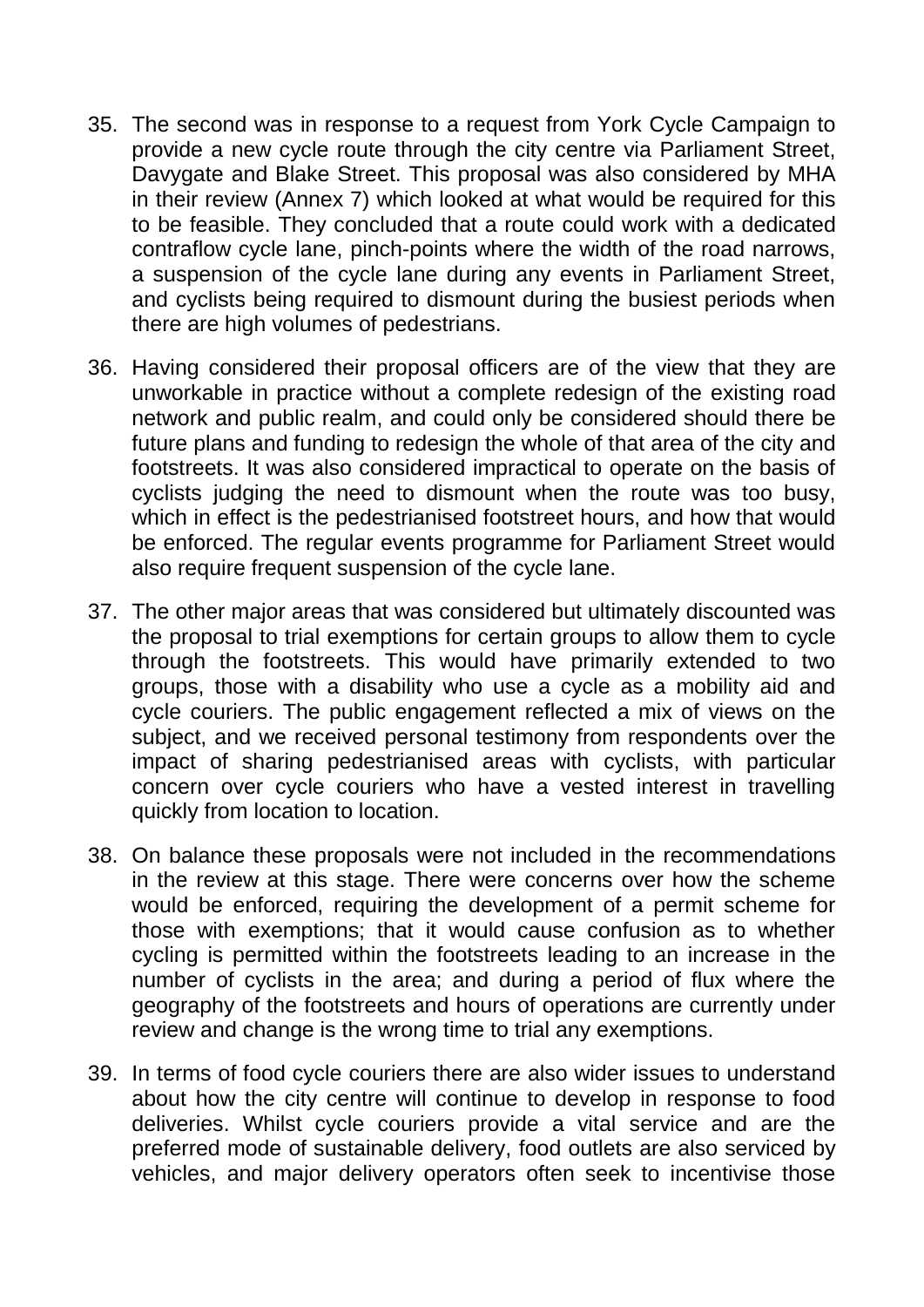35. The second was in response to a request from York Cycle Campaign to provide a new cycle route through the city centre via Parliament Street, Davygate and Blake Street. This proposal was also considered by MHA in their review (Annex 7) which looked at what would be required for this to be feasible. They concluded that a route could work with a dedicated contraflow cycle lane, pinch-points where the width of the road narrows, a suspension of the cycle lane during any events in Parliament Street, and cyclists being required to dismount during the busiest periods when there are high volumes of pedestrians.

36. Having considered their proposal officers are of the view that they are unworkable in practice without a complete redesign of the existing road network and public realm, and could only be considered should there be future plans and funding to redesign the whole of that area of the city and footstreets. It was also considered impractical to operate on the basis of cyclists judging the need to dismount when the route was too busy, which in effect is the pedestrianised footstreet hours, and how that would be enforced. The regular events programme for Parliament Street would also require frequent suspension of the cycle lane.

37. The other major areas that was considered but ultimately discounted was the proposal to trial exemptions for certain groups to allow them to cycle through the footstreets. This would have primarily extended to two groups, those with a disability who use a cycle as a mobility aid and cycle couriers. The public engagement reflected a mix of views on the subject, and we received personal testimony from respondents over the impact of sharing pedestrianised areas with cyclists, with particular concern over cycle couriers who have a vested interest in travelling quickly from location to location.

38. On balance these proposals were not included in the recommendations in the review at this stage. There were concerns over how the scheme would be enforced, requiring the development of a permit scheme for those with exemptions; that it would cause confusion as to whether cycling is permitted within the footstreets leading to an increase in the number of cyclists in the area; and during a period of flux where the geography of the footstreets and hours of operations are currently under review and change is the wrong time to trial any exemptions.

39. In terms of food cycle couriers there are also wider issues to understand about how the city centre will continue to develop in response to food deliveries. Whilst cycle couriers provide a vital service and are the preferred mode of sustainable delivery, food outlets are also serviced by vehicles, and major delivery operators often seek to incentivise those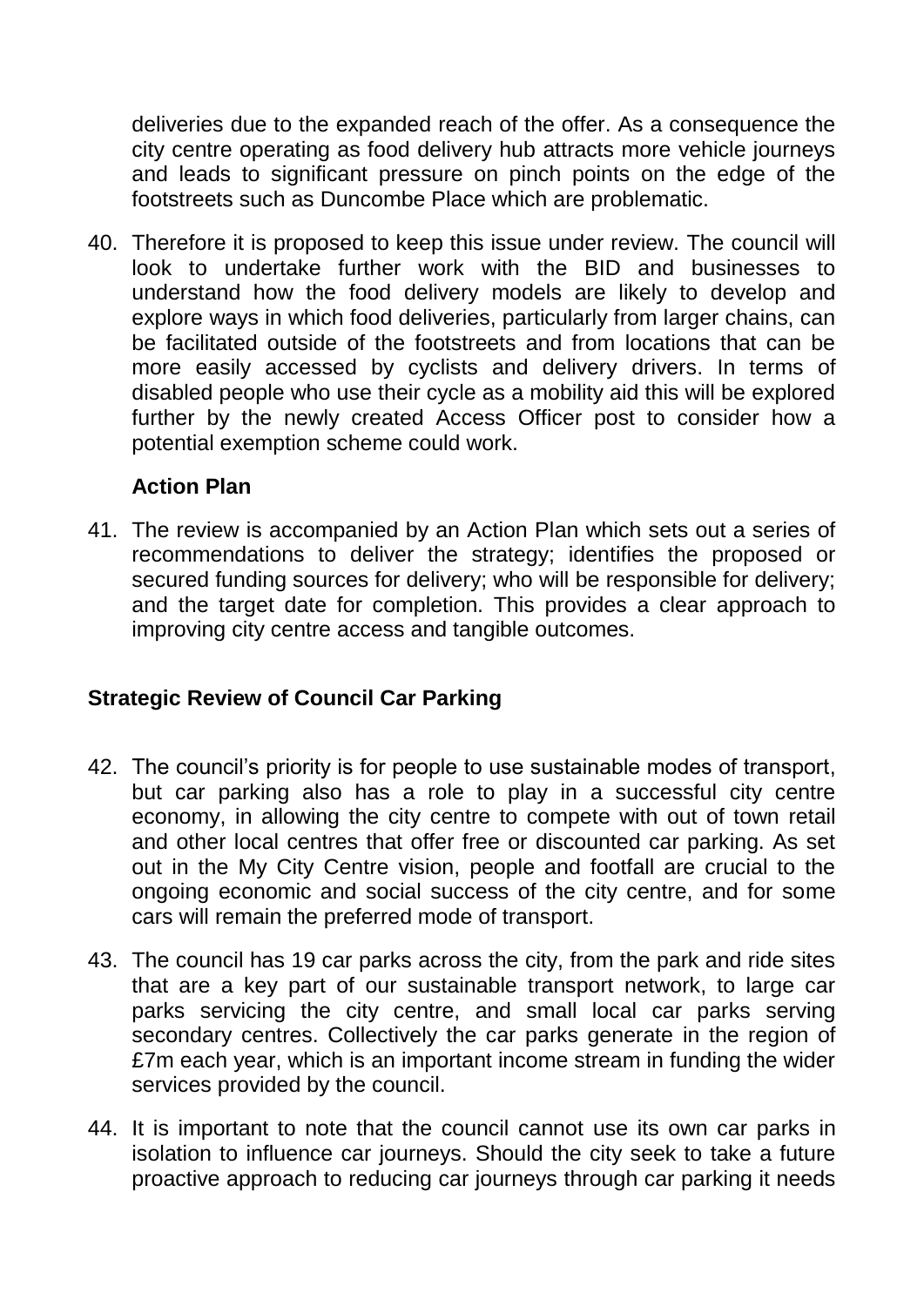deliveries due to the expanded reach of the offer. As a consequence the city centre operating as food delivery hub attracts more vehicle journeys and leads to significant pressure on pinch points on the edge of the footstreets such as Duncombe Place which are problematic.

40. Therefore it is proposed to keep this issue under review. The council will look to undertake further work with the BID and businesses to understand how the food delivery models are likely to develop and explore ways in which food deliveries, particularly from larger chains, can be facilitated outside of the footstreets and from locations that can be more easily accessed by cyclists and delivery drivers. In terms of disabled people who use their cycle as a mobility aid this will be explored further by the newly created Access Officer post to consider how a potential exemption scheme could work.

**Action Plan**

41. The review is accompanied by an Action Plan which sets out a series of recommendations to deliver the strategy; identifies the proposed or secured funding sources for delivery; who will be responsible for delivery; and the target date for completion. This provides a clear approach to improving city centre access and tangible outcomes.

## Strategic Review of Council Car Parking

42. The council's priority is for people to use sustainable modes of transport, but car parking also has a role to play in a successful city centre economy, in allowing the city centre to compete with out of town retail and other local centres that offer free or discounted car parking. As set out in the My City Centre vision, people and footfall are crucial to the ongoing economic and social success of the city centre, and for some cars will remain the preferred mode of transport.

43. The council has 19 car parks across the city, from the park and ride sites that are a key part of our sustainable transport network, to large car parks servicing the city centre, and small local car parks serving secondary centres. Collectively the car parks generate in the region of £7m each year, which is an important income stream in funding the wider services provided by the council.

44. It is important to note that the council cannot use its own car parks in isolation to influence car journeys. Should the city seek to take a future proactive approach to reducing car journeys through car parking it needs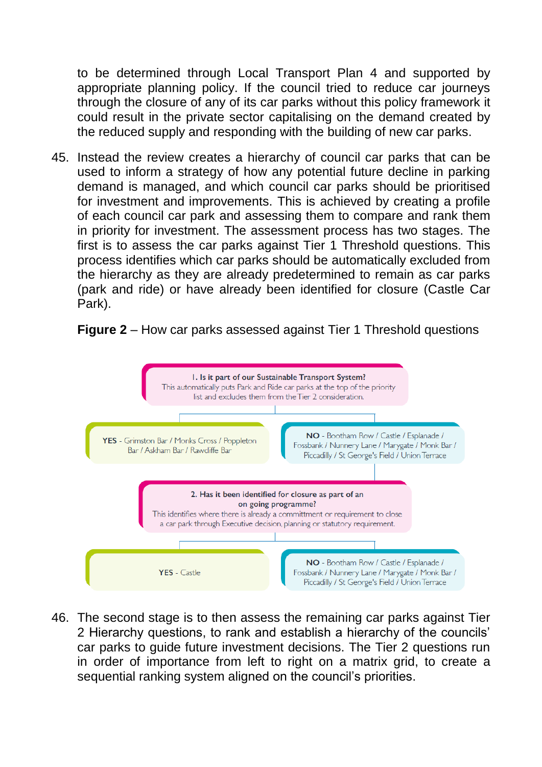to be determined through Local Transport Plan 4 and supported by appropriate planning policy. If the council tried to reduce car journeys through the closure of any of its car parks without this policy framework it could result in the private sector capitalising on the demand created by the reduced supply and responding with the building of new car parks.

45. Instead the review creates a hierarchy of council car parks that can be used to inform a strategy of how any potential future decline in parking demand is managed, and which council car parks should be prioritised for investment and improvements. This is achieved by creating a profile of each council car park and assessing them to compare and rank them in priority for investment. The assessment process has two stages. The first is to assess the car parks against Tier 1 Threshold questions. This process identifies which car parks should be automatically excluded from the hierarchy as they are already predetermined to remain as car parks (park and ride) or have already been identified for closure (Castle Car Park).

**Figure 2** – How car parks assessed against Tier 1 Threshold questions

**1. Is it part of our Sustainable Transport System?**
This automatically puts Park and Ride car parks at the top of the priority list and excludes them from the Tier 2 consideration.

- **YES** - Grimston Bar / Monks Cross / Poppleton Bar / Askham Bar / Rawcliffe Bar
- **NO** - Bootham Row / Castle / Esplanade / Fossbank / Nunnery Lane / Marygate / Monk Bar / Piccadilly / St George's Field / Union Terrace

**2. Has it been identified for closure as part of an on going programme?**
This identifies where there is already a committment or requirement to close a car park through Executive decision, planning or statutory requirement.

- **YES** - Castle
- **NO** - Bootham Row / Castle / Esplanade / Fossbank / Nunnery Lane / Marygate / Monk Bar / Piccadilly / St George's Field / Union Terrace

46. The second stage is to then assess the remaining car parks against Tier 2 Hierarchy questions, to rank and establish a hierarchy of the councils' car parks to guide future investment decisions. The Tier 2 questions run in order of importance from left to right on a matrix grid, to create a sequential ranking system aligned on the council's priorities.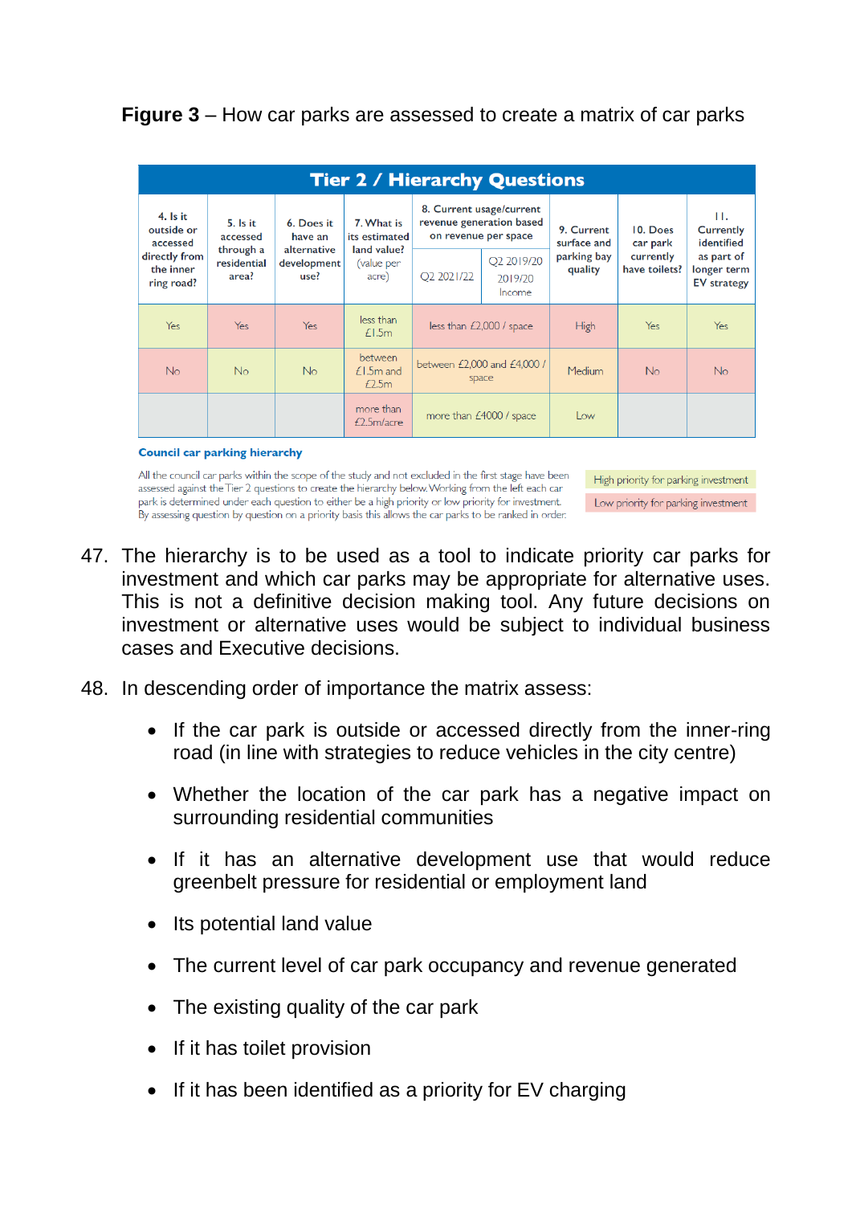**Figure 3** – How car parks are assessed to create a matrix of car parks

| Tier 2 / Hierarchy Questions | | | | | | | | |
|---|---|---|---|---|---|---|---|---|
| 4. Is it outside or accessed directly from the inner ring road? | 5. Is it accessed through a residential area? | 6. Does it have an alternative development use? | 7. What is its estimated land value? (value per acre) | 8. Current usage/current revenue generation based on revenue per space | | 9. Current surface and parking bay quality | 10. Does car park currently have toilets? | 11. Currently identified as part of longer term EV strategy |
| | | | | Q2 2021/22 | Q2 2019/20 2019/20 Income | | | |
| Yes | Yes | Yes | less than £1.5m | less than £2,000 / space | | High | Yes | Yes |
| No | No | No | between £1.5m and £2.5m | between £2,000 and £4,000 / space | | Medium | No | No |
| | | | more than £2.5m/acre | more than £4000 / space | | Low | | |

**Council car parking hierarchy**

All the council car parks within the scope of the study and not excluded in the first stage have been assessed against the Tier 2 questions to create the hierarchy below. Working from the left each car park is determined under each question to either be a high priority or low priority for investment. By assessing question by question on a priority basis this allows the car parks to be ranked in order.

High priority for parking investment

Low priority for parking investment

47. The hierarchy is to be used as a tool to indicate priority car parks for investment and which car parks may be appropriate for alternative uses. This is not a definitive decision making tool. Any future decisions on investment or alternative uses would be subject to individual business cases and Executive decisions.

48. In descending order of importance the matrix assess:

    - If the car park is outside or accessed directly from the inner-ring road (in line with strategies to reduce vehicles in the city centre)
    - Whether the location of the car park has a negative impact on surrounding residential communities
    - If it has an alternative development use that would reduce greenbelt pressure for residential or employment land
    - Its potential land value
    - The current level of car park occupancy and revenue generated
    - The existing quality of the car park
    - If it has toilet provision
    - If it has been identified as a priority for EV charging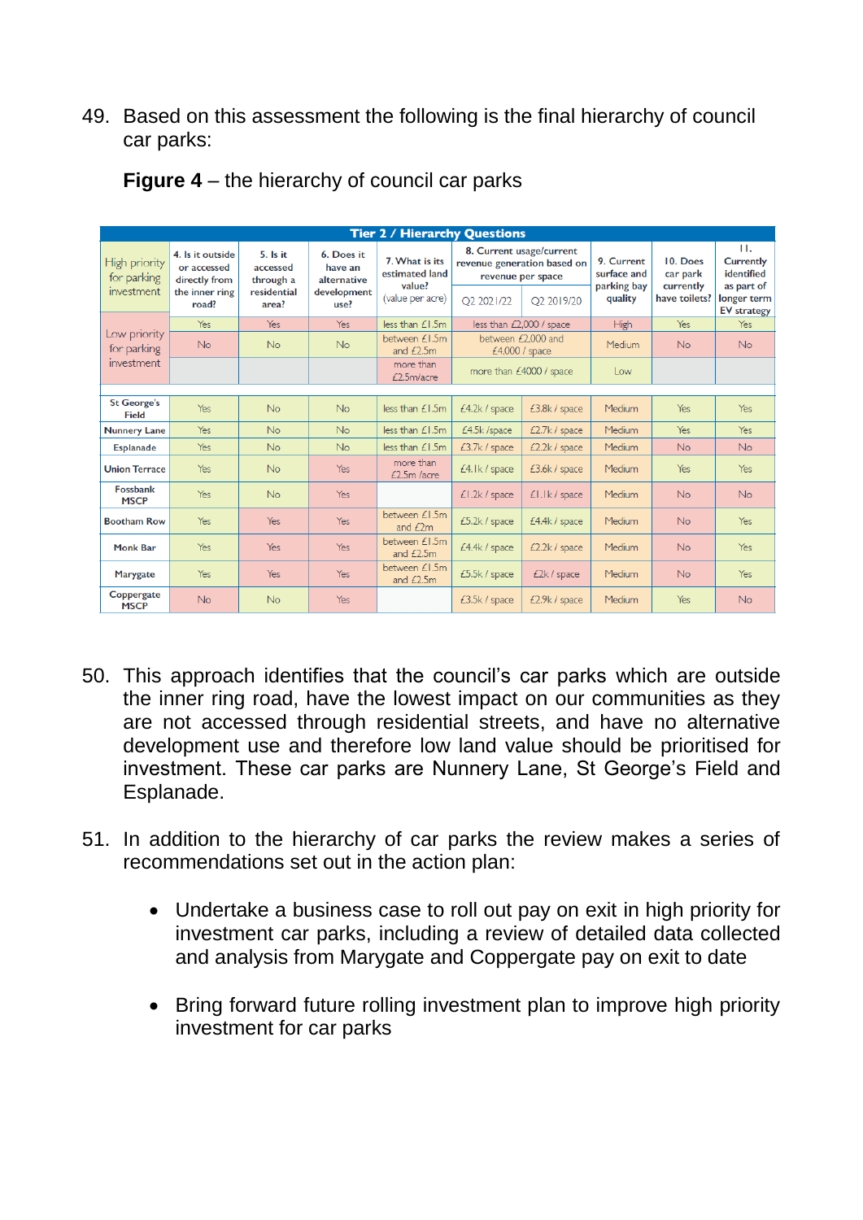49. Based on this assessment the following is the final hierarchy of council car parks:

**Figure 4** – the hierarchy of council car parks

| Tier 2 / Hierarchy Questions | | | | | | | | | |
|---|---|---|---|---|---|---|---|---|---|
| | 4. Is it outside or accessed directly from the inner ring road? | 5. Is it accessed through a residential area? | 6. Does it have an alternative development use? | 7. What is its estimated land value? (value per acre) | 8. Current usage/current revenue generation based on revenue per space | | 9. Current surface and parking bay quality | 10. Does car park currently have toilets? | 11. Currently identified as part of longer term EV strategy |
| | | | | | Q2 2021/22 | Q2 2019/20 | | | |
| High priority for parking investment | Yes | Yes | Yes | less than £1.5m | less than £2,000 / space | | High | Yes | Yes |
| Low priority for parking investment | No | No | No | between £1.5m and £2.5m | between £2,000 and £4,000 / space | | Medium | No | No |
| | | | | more than £2.5m/acre | more than £4000 / space | | Low | | |
| St George's Field | Yes | No | No | less than £1.5m | £4.2k / space | £3.8k / space | Medium | Yes | Yes |
| Nunnery Lane | Yes | No | No | less than £1.5m | £4.5k /space | £2.7k / space | Medium | Yes | Yes |
| Esplanade | Yes | No | No | less than £1.5m | £3.7k / space | £2.2k / space | Medium | No | No |
| Union Terrace | Yes | No | Yes | more than £2.5m /acre | £4.1k / space | £3.6k / space | Medium | Yes | Yes |
| Fossbank MSCP | Yes | No | Yes | | £1.2k / space | £1.1k / space | Medium | No | No |
| Bootham Row | Yes | Yes | Yes | between £1.5m and £2m | £5.2k / space | £4.4k / space | Medium | No | Yes |
| Monk Bar | Yes | Yes | Yes | between £1.5m and £2.5m | £4.4k / space | £2.2k / space | Medium | No | Yes |
| Marygate | Yes | Yes | Yes | between £1.5m and £2.5m | £5.5k / space | £2k / space | Medium | No | Yes |
| Coppergate MSCP | No | No | Yes | | £3.5k / space | £2.9k / space | Medium | Yes | No |

50. This approach identifies that the council's car parks which are outside the inner ring road, have the lowest impact on our communities as they are not accessed through residential streets, and have no alternative development use and therefore low land value should be prioritised for investment. These car parks are Nunnery Lane, St George's Field and Esplanade.

51. In addition to the hierarchy of car parks the review makes a series of recommendations set out in the action plan:

- Undertake a business case to roll out pay on exit in high priority for investment car parks, including a review of detailed data collected and analysis from Marygate and Coppergate pay on exit to date

- Bring forward future rolling investment plan to improve high priority investment for car parks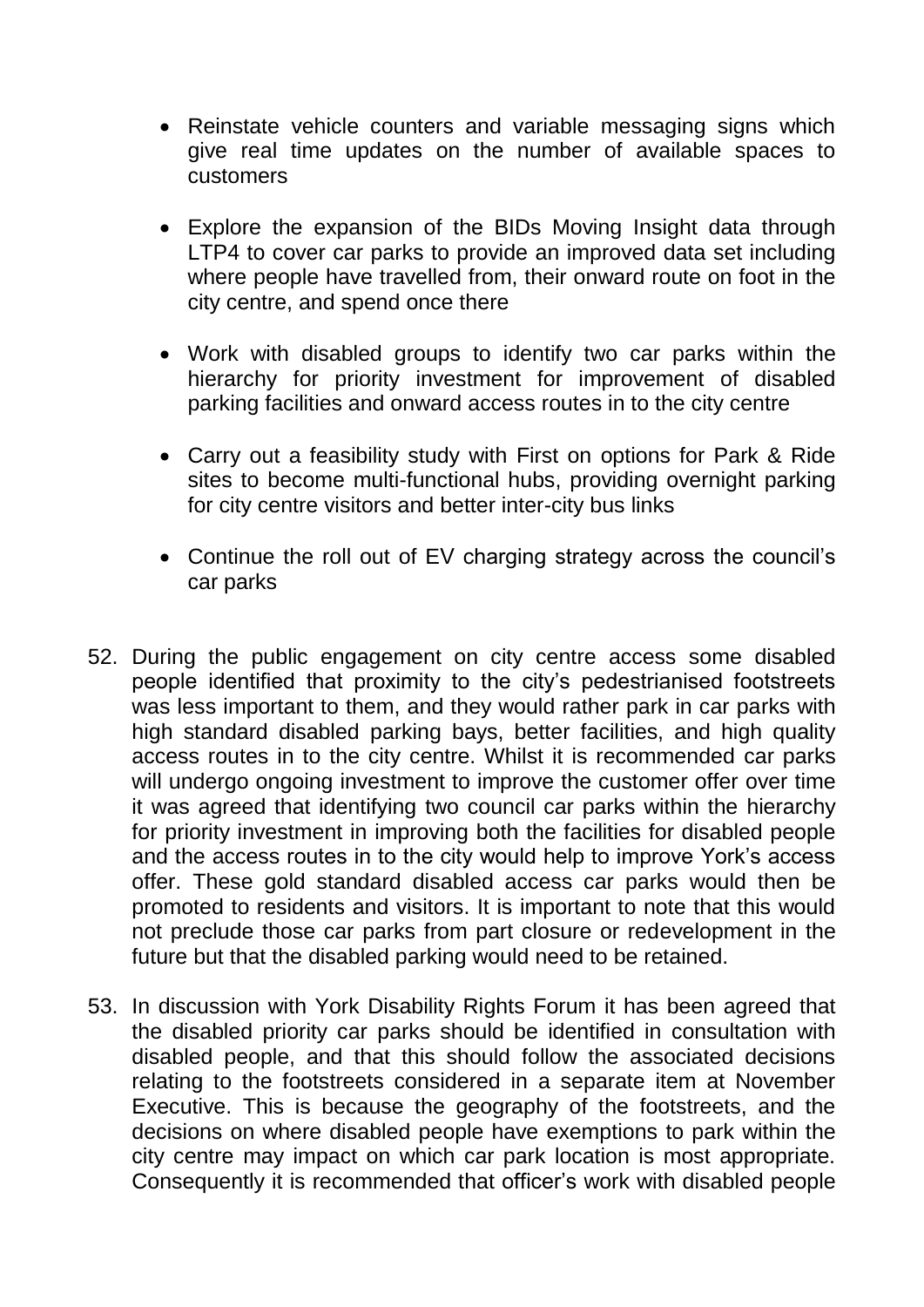- Reinstate vehicle counters and variable messaging signs which give real time updates on the number of available spaces to customers

- Explore the expansion of the BIDs Moving Insight data through LTP4 to cover car parks to provide an improved data set including where people have travelled from, their onward route on foot in the city centre, and spend once there

- Work with disabled groups to identify two car parks within the hierarchy for priority investment for improvement of disabled parking facilities and onward access routes in to the city centre

- Carry out a feasibility study with First on options for Park & Ride sites to become multi-functional hubs, providing overnight parking for city centre visitors and better inter-city bus links

- Continue the roll out of EV charging strategy across the council's car parks

52. During the public engagement on city centre access some disabled people identified that proximity to the city's pedestrianised footstreets was less important to them, and they would rather park in car parks with high standard disabled parking bays, better facilities, and high quality access routes in to the city centre. Whilst it is recommended car parks will undergo ongoing investment to improve the customer offer over time it was agreed that identifying two council car parks within the hierarchy for priority investment in improving both the facilities for disabled people and the access routes in to the city would help to improve York's access offer. These gold standard disabled access car parks would then be promoted to residents and visitors. It is important to note that this would not preclude those car parks from part closure or redevelopment in the future but that the disabled parking would need to be retained.

53. In discussion with York Disability Rights Forum it has been agreed that the disabled priority car parks should be identified in consultation with disabled people, and that this should follow the associated decisions relating to the footstreets considered in a separate item at November Executive. This is because the geography of the footstreets, and the decisions on where disabled people have exemptions to park within the city centre may impact on which car park location is most appropriate. Consequently it is recommended that officer's work with disabled people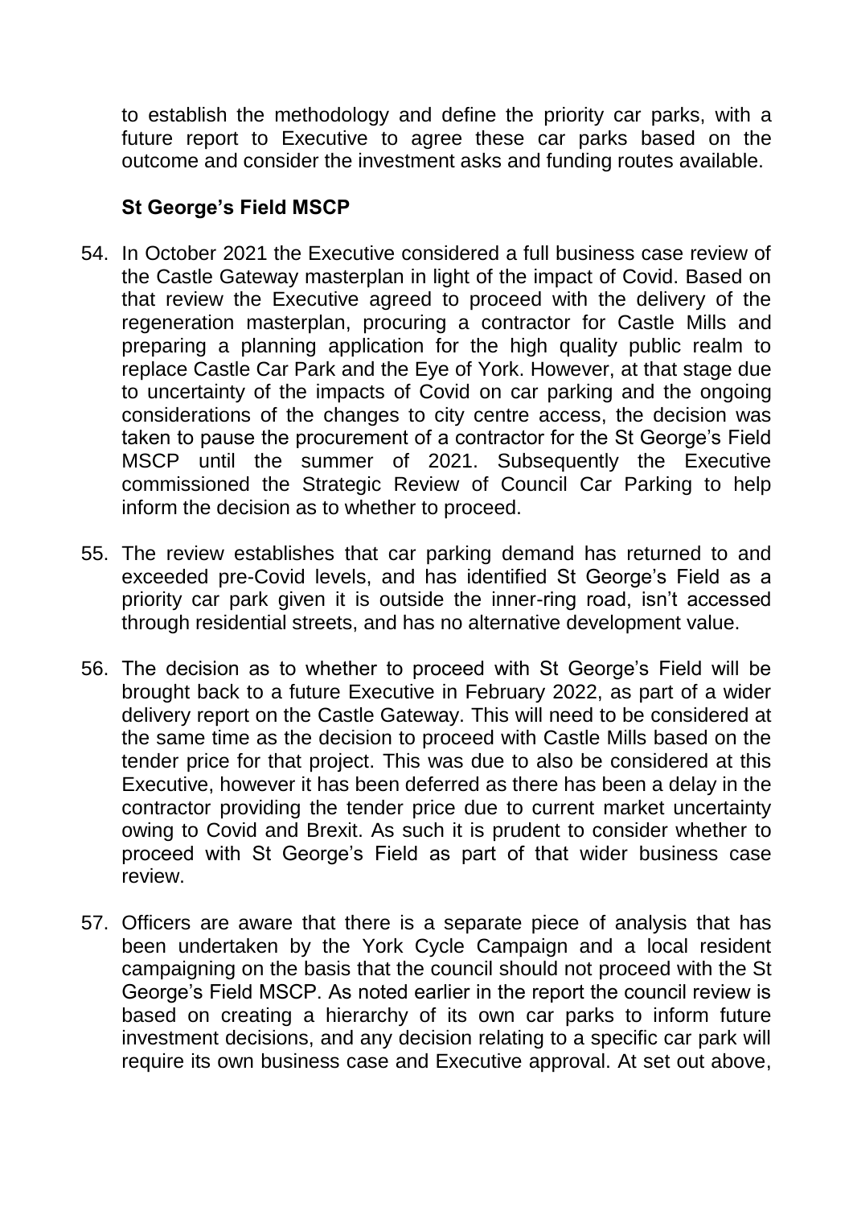to establish the methodology and define the priority car parks, with a future report to Executive to agree these car parks based on the outcome and consider the investment asks and funding routes available.

**St George's Field MSCP**

54. In October 2021 the Executive considered a full business case review of the Castle Gateway masterplan in light of the impact of Covid. Based on that review the Executive agreed to proceed with the delivery of the regeneration masterplan, procuring a contractor for Castle Mills and preparing a planning application for the high quality public realm to replace Castle Car Park and the Eye of York. However, at that stage due to uncertainty of the impacts of Covid on car parking and the ongoing considerations of the changes to city centre access, the decision was taken to pause the procurement of a contractor for the St George's Field MSCP until the summer of 2021. Subsequently the Executive commissioned the Strategic Review of Council Car Parking to help inform the decision as to whether to proceed.

55. The review establishes that car parking demand has returned to and exceeded pre-Covid levels, and has identified St George's Field as a priority car park given it is outside the inner-ring road, isn't accessed through residential streets, and has no alternative development value.

56. The decision as to whether to proceed with St George's Field will be brought back to a future Executive in February 2022, as part of a wider delivery report on the Castle Gateway. This will need to be considered at the same time as the decision to proceed with Castle Mills based on the tender price for that project. This was due to also be considered at this Executive, however it has been deferred as there has been a delay in the contractor providing the tender price due to current market uncertainty owing to Covid and Brexit. As such it is prudent to consider whether to proceed with St George's Field as part of that wider business case review.

57. Officers are aware that there is a separate piece of analysis that has been undertaken by the York Cycle Campaign and a local resident campaigning on the basis that the council should not proceed with the St George's Field MSCP. As noted earlier in the report the council review is based on creating a hierarchy of its own car parks to inform future investment decisions, and any decision relating to a specific car park will require its own business case and Executive approval. At set out above,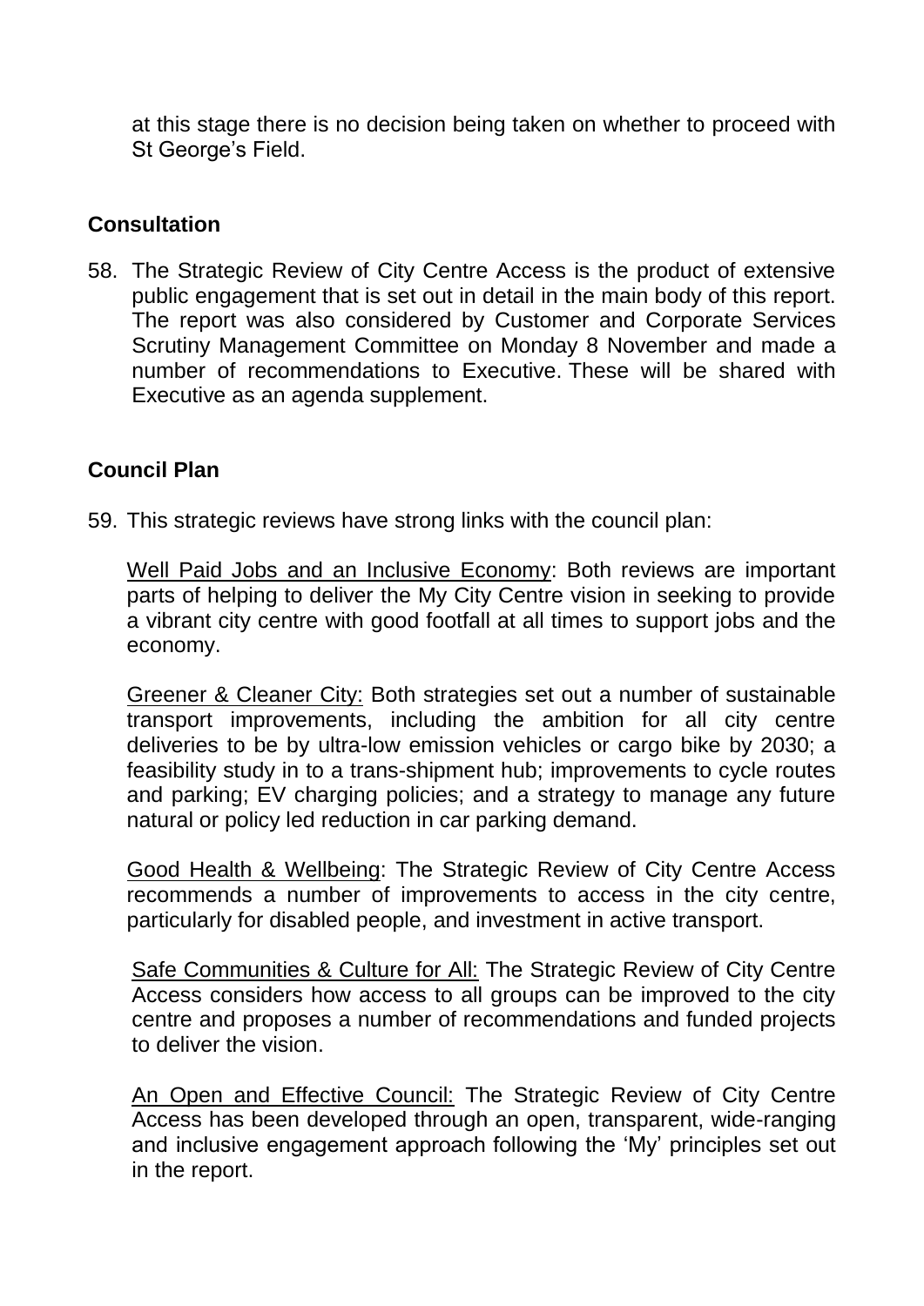at this stage there is no decision being taken on whether to proceed with St George's Field.

## Consultation

58. The Strategic Review of City Centre Access is the product of extensive public engagement that is set out in detail in the main body of this report. The report was also considered by Customer and Corporate Services Scrutiny Management Committee on Monday 8 November and made a number of recommendations to Executive. These will be shared with Executive as an agenda supplement.

## Council Plan

59. This strategic reviews have strong links with the council plan:

    Well Paid Jobs and an Inclusive Economy: Both reviews are important parts of helping to deliver the My City Centre vision in seeking to provide a vibrant city centre with good footfall at all times to support jobs and the economy.

    Greener & Cleaner City: Both strategies set out a number of sustainable transport improvements, including the ambition for all city centre deliveries to be by ultra-low emission vehicles or cargo bike by 2030; a feasibility study in to a trans-shipment hub; improvements to cycle routes and parking; EV charging policies; and a strategy to manage any future natural or policy led reduction in car parking demand.

    Good Health & Wellbeing: The Strategic Review of City Centre Access recommends a number of improvements to access in the city centre, particularly for disabled people, and investment in active transport.

    Safe Communities & Culture for All: The Strategic Review of City Centre Access considers how access to all groups can be improved to the city centre and proposes a number of recommendations and funded projects to deliver the vision.

    An Open and Effective Council: The Strategic Review of City Centre Access has been developed through an open, transparent, wide-ranging and inclusive engagement approach following the 'My' principles set out in the report.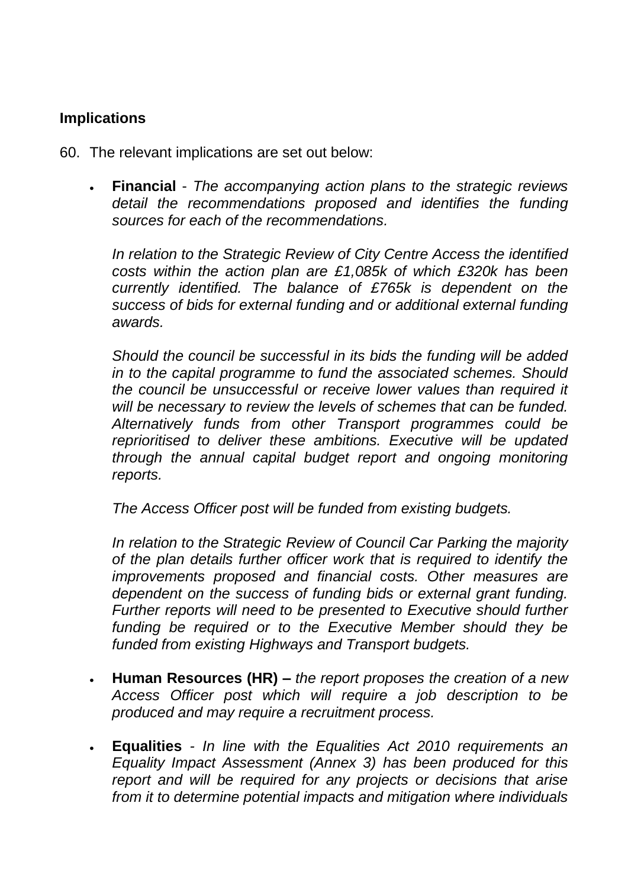## Implications

60. The relevant implications are set out below:

- **Financial** - *The accompanying action plans to the strategic reviews detail the recommendations proposed and identifies the funding sources for each of the recommendations.*

  *In relation to the Strategic Review of City Centre Access the identified costs within the action plan are £1,085k of which £320k has been currently identified. The balance of £765k is dependent on the success of bids for external funding and or additional external funding awards.*

  *Should the council be successful in its bids the funding will be added in to the capital programme to fund the associated schemes. Should the council be unsuccessful or receive lower values than required it will be necessary to review the levels of schemes that can be funded. Alternatively funds from other Transport programmes could be reprioritised to deliver these ambitions. Executive will be updated through the annual capital budget report and ongoing monitoring reports.*

  *The Access Officer post will be funded from existing budgets.*

  *In relation to the Strategic Review of Council Car Parking the majority of the plan details further officer work that is required to identify the improvements proposed and financial costs. Other measures are dependent on the success of funding bids or external grant funding. Further reports will need to be presented to Executive should further funding be required or to the Executive Member should they be funded from existing Highways and Transport budgets.*

- **Human Resources (HR) –** *the report proposes the creation of a new Access Officer post which will require a job description to be produced and may require a recruitment process.*

- **Equalities** - *In line with the Equalities Act 2010 requirements an Equality Impact Assessment (Annex 3) has been produced for this report and will be required for any projects or decisions that arise from it to determine potential impacts and mitigation where individuals*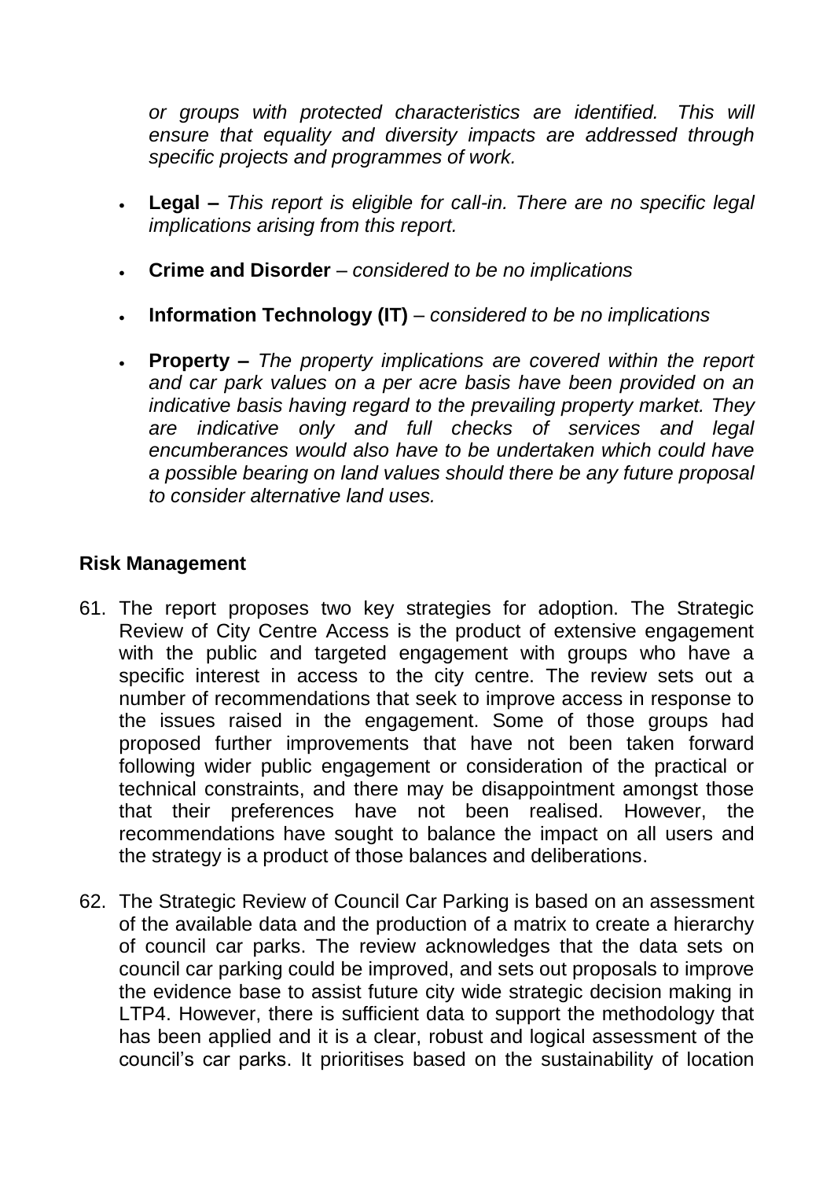*or groups with protected characteristics are identified. This will ensure that equality and diversity impacts are addressed through specific projects and programmes of work.*

- **Legal –** *This report is eligible for call-in. There are no specific legal implications arising from this report.*
- **Crime and Disorder** – *considered to be no implications*
- **Information Technology (IT)** – *considered to be no implications*
- **Property –** *The property implications are covered within the report and car park values on a per acre basis have been provided on an indicative basis having regard to the prevailing property market. They are indicative only and full checks of services and legal encumberances would also have to be undertaken which could have a possible bearing on land values should there be any future proposal to consider alternative land uses.*

## Risk Management

61. The report proposes two key strategies for adoption. The Strategic Review of City Centre Access is the product of extensive engagement with the public and targeted engagement with groups who have a specific interest in access to the city centre. The review sets out a number of recommendations that seek to improve access in response to the issues raised in the engagement. Some of those groups had proposed further improvements that have not been taken forward following wider public engagement or consideration of the practical or technical constraints, and there may be disappointment amongst those that their preferences have not been realised. However, the recommendations have sought to balance the impact on all users and the strategy is a product of those balances and deliberations.

62. The Strategic Review of Council Car Parking is based on an assessment of the available data and the production of a matrix to create a hierarchy of council car parks. The review acknowledges that the data sets on council car parking could be improved, and sets out proposals to improve the evidence base to assist future city wide strategic decision making in LTP4. However, there is sufficient data to support the methodology that has been applied and it is a clear, robust and logical assessment of the council's car parks. It prioritises based on the sustainability of location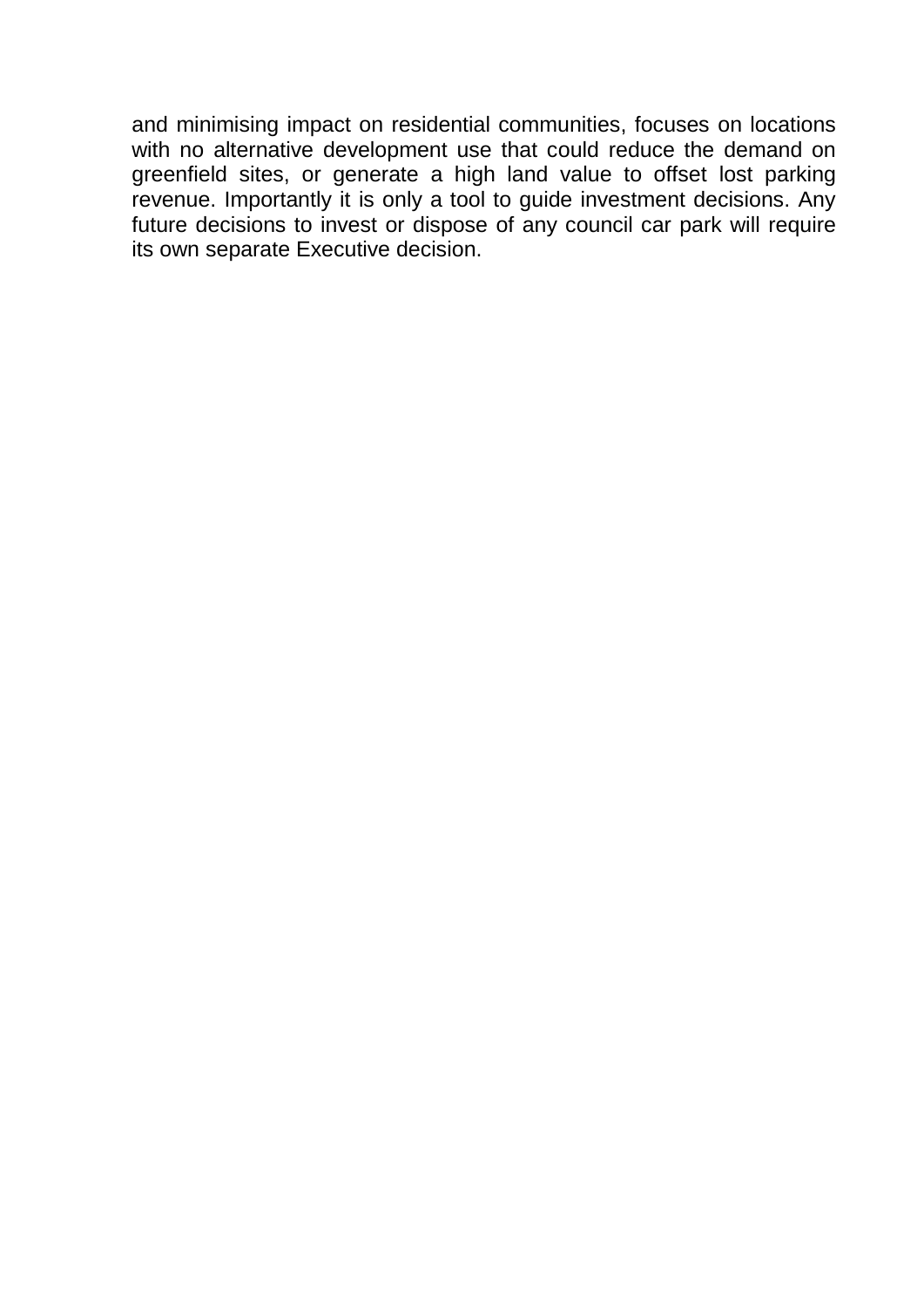and minimising impact on residential communities, focuses on locations with no alternative development use that could reduce the demand on greenfield sites, or generate a high land value to offset lost parking revenue. Importantly it is only a tool to guide investment decisions. Any future decisions to invest or dispose of any council car park will require its own separate Executive decision.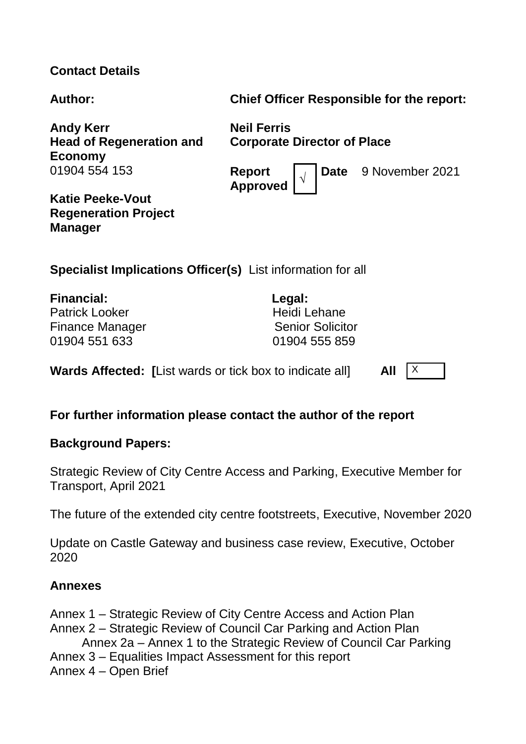**Contact Details**

| **Author:** | **Chief Officer Responsible for the report:** |
| --- | --- |
| **Andy Kerr**<br>**Head of Regeneration and Economy**<br>01904 554 153 | **Neil Ferris**<br>**Corporate Director of Place** |
| | **Report Approved** √ **Date** 9 November 2021 |
| **Katie Peeke-Vout**<br>**Regeneration Project Manager** | |

**Specialist Implications Officer(s)** List information for all

| **Financial:** | **Legal:** |
| --- | --- |
| Patrick Looker | Heidi Lehane |
| Finance Manager | Senior Solicitor |
| 01904 551 633 | 01904 555 859 |

**Wards Affected: [**List wards or tick box to indicate all] **All** X

**For further information please contact the author of the report**

**Background Papers:**

Strategic Review of City Centre Access and Parking, Executive Member for Transport, April 2021

The future of the extended city centre footstreets, Executive, November 2020

Update on Castle Gateway and business case review, Executive, October 2020

**Annexes**

Annex 1 – Strategic Review of City Centre Access and Action Plan
Annex 2 – Strategic Review of Council Car Parking and Action Plan
    Annex 2a – Annex 1 to the Strategic Review of Council Car Parking
Annex 3 – Equalities Impact Assessment for this report
Annex 4 – Open Brief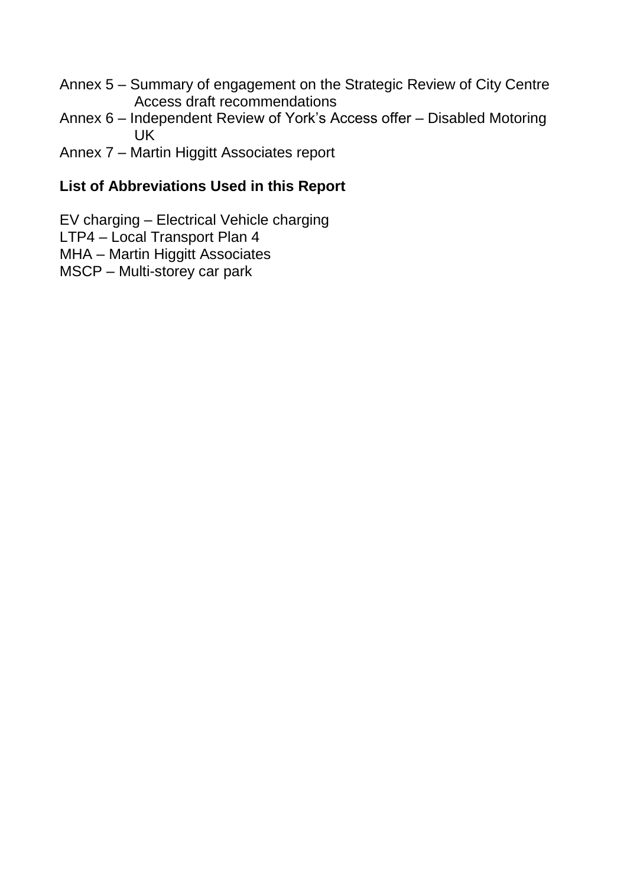Annex 5 – Summary of engagement on the Strategic Review of City Centre Access draft recommendations

Annex 6 – Independent Review of York's Access offer – Disabled Motoring UK

Annex 7 – Martin Higgitt Associates report

**List of Abbreviations Used in this Report**

EV charging – Electrical Vehicle charging

LTP4 – Local Transport Plan 4

MHA – Martin Higgitt Associates

MSCP – Multi-storey car park